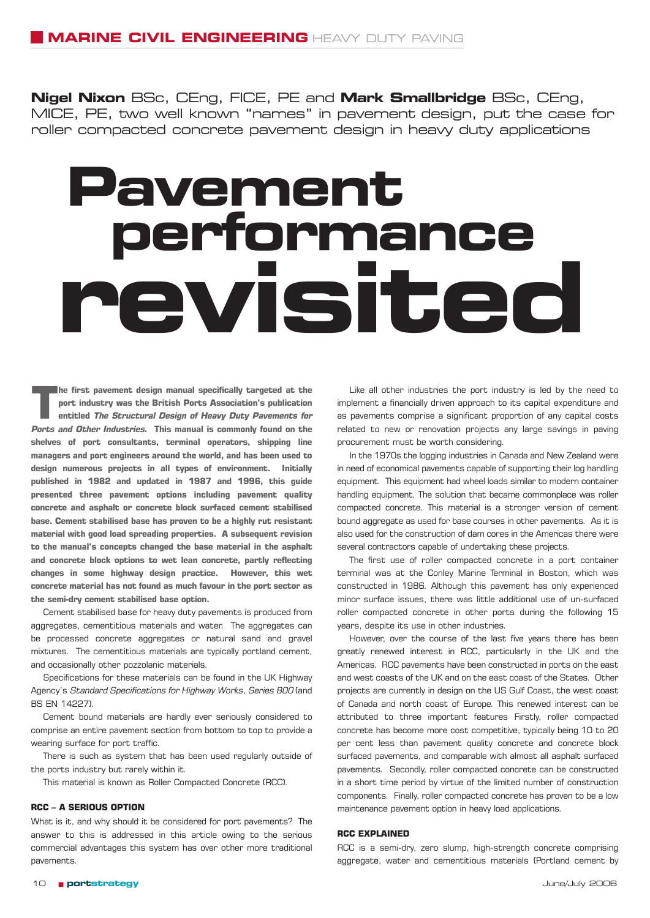# Pavement performance revisited

**Nigel Nixon** BSc, CEng, FICE, PE and **Mark Smallbridge** BSc, CEng, MICE, PE, two well known "names" in pavement design, put the case for roller compacted concrete pavement design in heavy duty applications

**The first pavement design manual specifically targeted at the port industry was the British Ports Association's publication entitled *The Structural Design of Heavy Duty Pavements for Ports and Other Industries*. This manual is commonly found on the shelves of port consultants, terminal operators, shipping line managers and port engineers around the world, and has been used to design numerous projects in all types of environment. Initially published in 1982 and updated in 1987 and 1996, this guide presented three pavement options including pavement quality concrete and asphalt or concrete block surfaced cement stabilised base. Cement stabilised base has proven to be a highly rut resistant material with good load spreading properties. A subsequent revision to the manual's concepts changed the base material in the asphalt and concrete block options to wet lean concrete, partly reflecting changes in some highway design practice. However, this wet concrete material has not found as much favour in the port sector as the semi-dry cement stabilised base option.**

Cement stabilised base for heavy duty pavements is produced from aggregates, cementitious materials and water. The aggregates can be processed concrete aggregates or natural sand and gravel mixtures. The cementitious materials are typically portland cement, and occasionally other pozzolanic materials.

Specifications for these materials can be found in the UK Highway Agency's *Standard Specifications for Highway Works, Series 800* (and BS EN 14227).

Cement bound materials are hardly ever seriously considered to comprise an entire pavement section from bottom to top to provide a wearing surface for port traffic.

There is such as system that has been used regularly outside of the ports industry but rarely within it.

This material is known as Roller Compacted Concrete (RCC).

### RCC – A SERIOUS OPTION

What is it, and why should it be considered for port pavements? The answer to this is addressed in this article owing to the serious commercial advantages this system has over other more traditional pavements.

Like all other industries the port industry is led by the need to implement a financially driven approach to its capital expenditure and as pavements comprise a significant proportion of any capital costs related to new or renovation projects any large savings in paving procurement must be worth considering.

In the 1970s the logging industries in Canada and New Zealand were in need of economical pavements capable of supporting their log handling equipment. This equipment had wheel loads similar to modern container handling equipment. The solution that became commonplace was roller compacted concrete. This material is a stronger version of cement bound aggregate as used for base courses in other pavements. As it is also used for the construction of dam cores in the Americas there were several contractors capable of undertaking these projects.

The first use of roller compacted concrete in a port container terminal was at the Conley Marine Terminal in Boston, which was constructed in 1986. Although this pavement has only experienced minor surface issues, there was little additional use of un-surfaced roller compacted concrete in other ports during the following 15 years, despite its use in other industries.

However, over the course of the last five years there has been greatly renewed interest in RCC, particularly in the UK and the Americas. RCC pavements have been constructed in ports on the east and west coasts of the UK and on the east coast of the States. Other projects are currently in design on the US Gulf Coast, the west coast of Canada and north coast of Europe. This renewed interest can be attributed to three important features Firstly, roller compacted concrete has become more cost competitive, typically being 10 to 20 per cent less than pavement quality concrete and concrete block surfaced pavements, and comparable with almost all asphalt surfaced pavements. Secondly, roller compacted concrete can be constructed in a short time period by virtue of the limited number of construction components. Finally, roller compacted concrete has proven to be a low maintenance pavement option in heavy load applications.

### RCC EXPLAINED

RCC is a semi-dry, zero slump, high-strength concrete comprising aggregate, water and cementitious materials (Portland cement by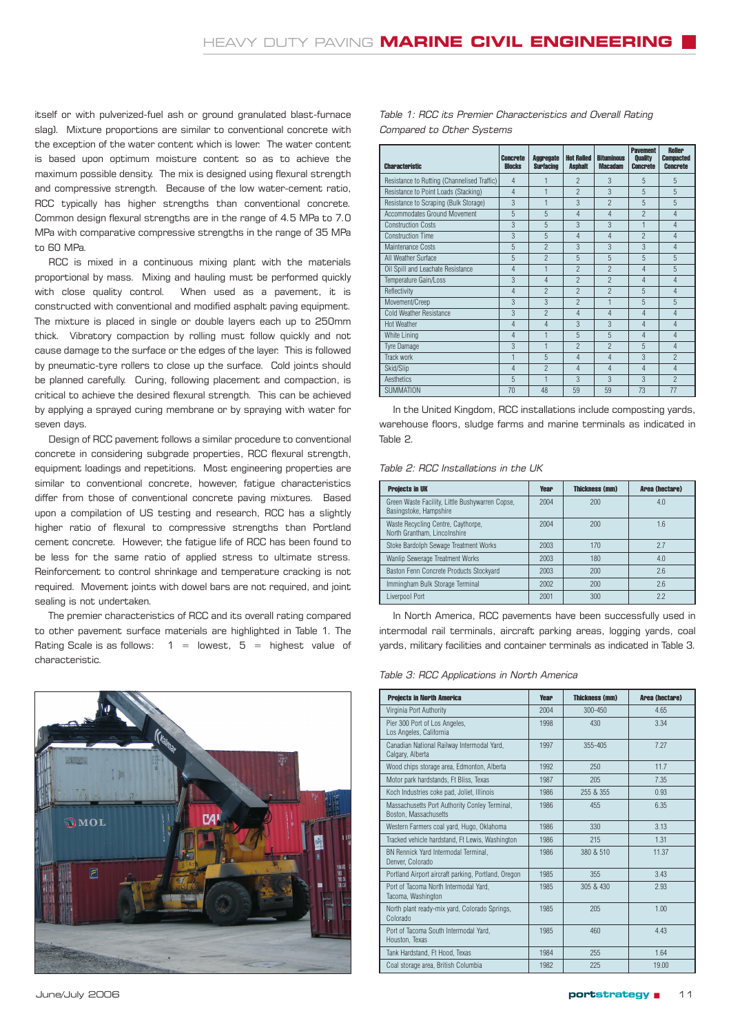itself or with pulverized-fuel ash or ground granulated blast-furnace slag). Mixture proportions are similar to conventional concrete with the exception of the water content which is lower. The water content is based upon optimum moisture content so as to achieve the maximum possible density. The mix is designed using flexural strength and compressive strength. Because of the low water-cement ratio, RCC typically has higher strengths than conventional concrete. Common design flexural strengths are in the range of 4.5 MPa to 7.0 MPa with comparative compressive strengths in the range of 35 MPa to 60 MPa.

RCC is mixed in a continuous mixing plant with the materials proportional by mass. Mixing and hauling must be performed quickly with close quality control. When used as a pavement, it is constructed with conventional and modified asphalt paving equipment. The mixture is placed in single or double layers each up to 250mm thick. Vibratory compaction by rolling must follow quickly and not cause damage to the surface or the edges of the layer. This is followed by pneumatic-tyre rollers to close up the surface. Cold joints should be planned carefully. Curing, following placement and compaction, is critical to achieve the desired flexural strength. This can be achieved by applying a sprayed curing membrane or by spraying with water for seven days.

Design of RCC pavement follows a similar procedure to conventional concrete in considering subgrade properties, RCC flexural strength, equipment loadings and repetitions. Most engineering properties are similar to conventional concrete, however, fatigue characteristics differ from those of conventional concrete paving mixtures. Based upon a compilation of US testing and research, RCC has a slightly higher ratio of flexural to compressive strengths than Portland cement concrete. However, the fatigue life of RCC has been found to be less for the same ratio of applied stress to ultimate stress. Reinforcement to control shrinkage and temperature cracking is not required. Movement joints with dowel bars are not required, and joint sealing is not undertaken.

The premier characteristics of RCC and its overall rating compared to other pavement surface materials are highlighted in Table 1. The Rating Scale is as follows: 1 = lowest, 5 = highest value of characteristic.

*Table 1: RCC its Premier Characteristics and Overall Rating Compared to Other Systems*

| Characteristic | Concrete Blocks | Aggregate Surfacing | Hot Rolled Asphalt | Bituminous Macadam | Pavement Quality Concrete | Roller Compacted Concrete |
|---|---|---|---|---|---|---|
| Resistance to Rutting (Channelised Traffic) | 4 | 1 | 2 | 3 | 5 | 5 |
| Resistance to Point Loads (Stacking) | 4 | 1 | 2 | 3 | 5 | 5 |
| Resistance to Scraping (Bulk Storage) | 3 | 1 | 3 | 2 | 5 | 5 |
| Accommodates Ground Movement | 5 | 5 | 4 | 4 | 2 | 4 |
| Construction Costs | 3 | 5 | 3 | 3 | 1 | 4 |
| Construction Time | 3 | 5 | 4 | 4 | 2 | 4 |
| Maintenance Costs | 5 | 2 | 3 | 3 | 3 | 4 |
| All Weather Surface | 5 | 2 | 5 | 5 | 5 | 5 |
| Oil Spill and Leachate Resistance | 4 | 1 | 2 | 2 | 4 | 5 |
| Temperature Gain/Loss | 3 | 4 | 2 | 2 | 4 | 4 |
| Reflectivity | 4 | 2 | 2 | 2 | 5 | 4 |
| Movement/Creep | 3 | 3 | 2 | 1 | 5 | 5 |
| Cold Weather Resistance | 3 | 2 | 4 | 4 | 4 | 4 |
| Hot Weather | 4 | 4 | 3 | 3 | 4 | 4 |
| White Lining | 4 | 1 | 5 | 5 | 4 | 4 |
| Tyre Damage | 3 | 1 | 2 | 2 | 5 | 4 |
| Track work | 1 | 5 | 4 | 4 | 3 | 2 |
| Skid/Slip | 4 | 2 | 4 | 4 | 4 | 4 |
| Aesthetics | 5 | 1 | 3 | 3 | 3 | 2 |
| SUMMATION | 70 | 48 | 59 | 59 | 73 | 77 |

In the United Kingdom, RCC installations include composting yards, warehouse floors, sludge farms and marine terminals as indicated in Table 2.

*Table 2: RCC Installations in the UK*

| Projects in UK | Year | Thickness (mm) | Area (hectare) |
|---|---|---|---|
| Green Waste Facility, Little Bushywarren Copse, Basingstoke, Hampshire | 2004 | 200 | 4.0 |
| Waste Recycling Centre, Caythorpe, North Grantham, Lincolnshire | 2004 | 200 | 1.6 |
| Stoke Bardolph Sewage Treatment Works | 2003 | 170 | 2.7 |
| Wanlip Sewerage Treatment Works | 2003 | 180 | 4.0 |
| Baston Fenn Concrete Products Stockyard | 2003 | 200 | 2.6 |
| Immingham Bulk Storage Terminal | 2002 | 200 | 2.6 |
| Liverpool Port | 2001 | 300 | 2.2 |

In North America, RCC pavements have been successfully used in intermodal rail terminals, aircraft parking areas, logging yards, coal yards, military facilities and container terminals as indicated in Table 3.

*Table 3: RCC Applications in North America*

| Projects in North America | Year | Thickness (mm) | Area (hectare) |
|---|---|---|---|
| Virginia Port Authority | 2004 | 300-450 | 4.65 |
| Pier 300 Port of Los Angeles, Los Angeles, California | 1998 | 430 | 3.34 |
| Canadian National Railway Intermodal Yard, Calgary, Alberta | 1997 | 355-405 | 7.27 |
| Wood chips storage area, Edmonton, Alberta | 1992 | 250 | 11.7 |
| Motor park hardstands, Ft Bliss, Texas | 1987 | 205 | 7.35 |
| Koch Industries coke pad, Joliet, Illinois | 1986 | 255 & 355 | 0.93 |
| Massachusetts Port Authority Conley Terminal, Boston, Massachusetts | 1986 | 455 | 6.35 |
| Western Farmers coal yard, Hugo, Oklahoma | 1986 | 330 | 3.13 |
| Tracked vehicle hardstand, Ft Lewis, Washington | 1986 | 215 | 1.31 |
| BN Rennick Yard Intermodal Terminal, Denver, Colorado | 1986 | 380 & 510 | 11.37 |
| Portland Airport aircraft parking, Portland, Oregon | 1985 | 355 | 3.43 |
| Port of Tacoma North Intermodal Yard, Tacoma, Washington | 1985 | 305 & 430 | 2.93 |
| North plant ready-mix yard, Colorado Springs, Colorado | 1985 | 205 | 1.00 |
| Port of Tacoma South Intermodal Yard, Houston, Texas | 1985 | 460 | 4.43 |
| Tank Hardstand, Ft Hood, Texas | 1984 | 255 | 1.64 |
| Coal storage area, British Columbia | 1982 | 225 | 19.00 |